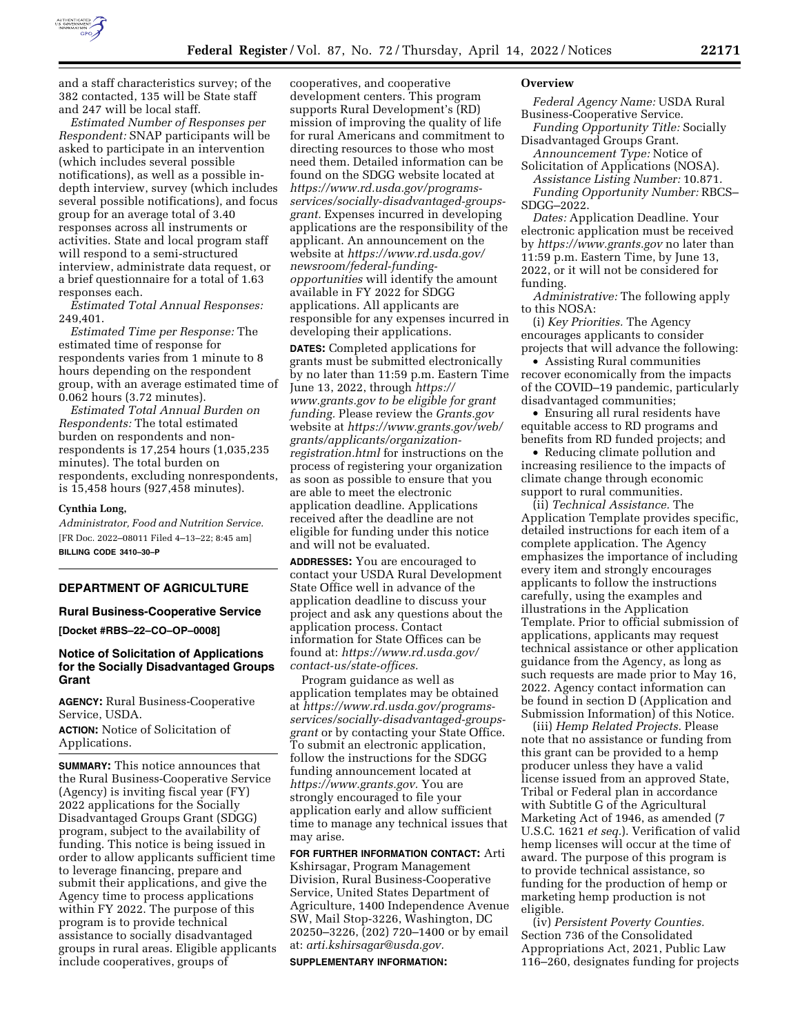and a staff characteristics survey; of the 382 contacted, 135 will be State staff and 247 will be local staff.

*Estimated Number of Responses per Respondent:* SNAP participants will be asked to participate in an intervention (which includes several possible notifications), as well as a possible in-depth interview, survey (which includes several possible notifications), and focus group for an average total of 3.40 responses across all instruments or activities. State and local program staff will respond to a semi-structured interview, administrate data request, or a brief questionnaire for a total of 1.63 responses each.

*Estimated Total Annual Responses:* 249,401.

*Estimated Time per Response:* The estimated time of response for respondents varies from 1 minute to 8 hours depending on the respondent group, with an average estimated time of 0.062 hours (3.72 minutes).

*Estimated Total Annual Burden on Respondents:* The total estimated burden on respondents and non-respondents is 17,254 hours (1,035,235 minutes). The total burden on respondents, excluding nonrespondents, is 15,458 hours (927,458 minutes).

**Cynthia Long,**

*Administrator, Food and Nutrition Service.*

[FR Doc. 2022–08011 Filed 4–13–22; 8:45 am]

**BILLING CODE 3410–30–P**

## DEPARTMENT OF AGRICULTURE

### Rural Business-Cooperative Service

**[Docket #RBS–22–CO–OP–0008]**

### Notice of Solicitation of Applications for the Socially Disadvantaged Groups Grant

**AGENCY:** Rural Business-Cooperative Service, USDA.

**ACTION:** Notice of Solicitation of Applications.

**SUMMARY:** This notice announces that the Rural Business-Cooperative Service (Agency) is inviting fiscal year (FY) 2022 applications for the Socially Disadvantaged Groups Grant (SDGG) program, subject to the availability of funding. This notice is being issued in order to allow applicants sufficient time to leverage financing, prepare and submit their applications, and give the Agency time to process applications within FY 2022. The purpose of this program is to provide technical assistance to socially disadvantaged groups in rural areas. Eligible applicants include cooperatives, groups of cooperatives, and cooperative development centers. This program supports Rural Development's (RD) mission of improving the quality of life for rural Americans and commitment to directing resources to those who most need them. Detailed information can be found on the SDGG website located at *https://www.rd.usda.gov/programs-services/socially-disadvantaged-groups-grant.* Expenses incurred in developing applications are the responsibility of the applicant. An announcement on the website at *https://www.rd.usda.gov/newsroom/federal-funding-opportunities* will identify the amount available in FY 2022 for SDGG applications. All applicants are responsible for any expenses incurred in developing their applications.

**DATES:** Completed applications for grants must be submitted electronically by no later than 11:59 p.m. Eastern Time June 13, 2022, through *https://www.grants.gov to be eligible for grant funding.* Please review the *Grants.gov* website at *https://www.grants.gov/web/grants/applicants/organization-registration.html* for instructions on the process of registering your organization as soon as possible to ensure that you are able to meet the electronic application deadline. Applications received after the deadline are not eligible for funding under this notice and will not be evaluated.

**ADDRESSES:** You are encouraged to contact your USDA Rural Development State Office well in advance of the application deadline to discuss your project and ask any questions about the application process. Contact information for State Offices can be found at: *https://www.rd.usda.gov/contact-us/state-offices.*

Program guidance as well as application templates may be obtained at *https://www.rd.usda.gov/programs-services/socially-disadvantaged-groups-grant* or by contacting your State Office. To submit an electronic application, follow the instructions for the SDGG funding announcement located at *https://www.grants.gov.* You are strongly encouraged to file your application early and allow sufficient time to manage any technical issues that may arise.

**FOR FURTHER INFORMATION CONTACT:** Arti Kshirsagar, Program Management Division, Rural Business-Cooperative Service, United States Department of Agriculture, 1400 Independence Avenue SW, Mail Stop-3226, Washington, DC 20250–3226, (202) 720–1400 or by email at: *arti.kshirsagar@usda.gov.*

**SUPPLEMENTARY INFORMATION:**

**Overview**

*Federal Agency Name:* USDA Rural Business-Cooperative Service.

*Funding Opportunity Title:* Socially Disadvantaged Groups Grant.

*Announcement Type:* Notice of Solicitation of Applications (NOSA).

*Assistance Listing Number:* 10.871.

*Funding Opportunity Number:* RBCS–SDGG–2022.

*Dates:* Application Deadline. Your electronic application must be received by *https://www.grants.gov* no later than 11:59 p.m. Eastern Time, by June 13, 2022, or it will not be considered for funding.

*Administrative:* The following apply to this NOSA:

(i) *Key Priorities.* The Agency encourages applicants to consider projects that will advance the following:

- Assisting Rural communities recover economically from the impacts of the COVID–19 pandemic, particularly disadvantaged communities;
- Ensuring all rural residents have equitable access to RD programs and benefits from RD funded projects; and
- Reducing climate pollution and increasing resilience to the impacts of climate change through economic support to rural communities.

(ii) *Technical Assistance.* The Application Template provides specific, detailed instructions for each item of a complete application. The Agency emphasizes the importance of including every item and strongly encourages applicants to follow the instructions carefully, using the examples and illustrations in the Application Template. Prior to official submission of applications, applicants may request technical assistance or other application guidance from the Agency, as long as such requests are made prior to May 16, 2022. Agency contact information can be found in section D (Application and Submission Information) of this Notice.

(iii) *Hemp Related Projects.* Please note that no assistance or funding from this grant can be provided to a hemp producer unless they have a valid license issued from an approved State, Tribal or Federal plan in accordance with Subtitle G of the Agricultural Marketing Act of 1946, as amended (7 U.S.C. 1621 *et seq.*). Verification of valid hemp licenses will occur at the time of award. The purpose of this program is to provide technical assistance, so funding for the production of hemp or marketing hemp production is not eligible.

(iv) *Persistent Poverty Counties.* Section 736 of the Consolidated Appropriations Acts, 2021, Public Law 116–260, designates funding for projects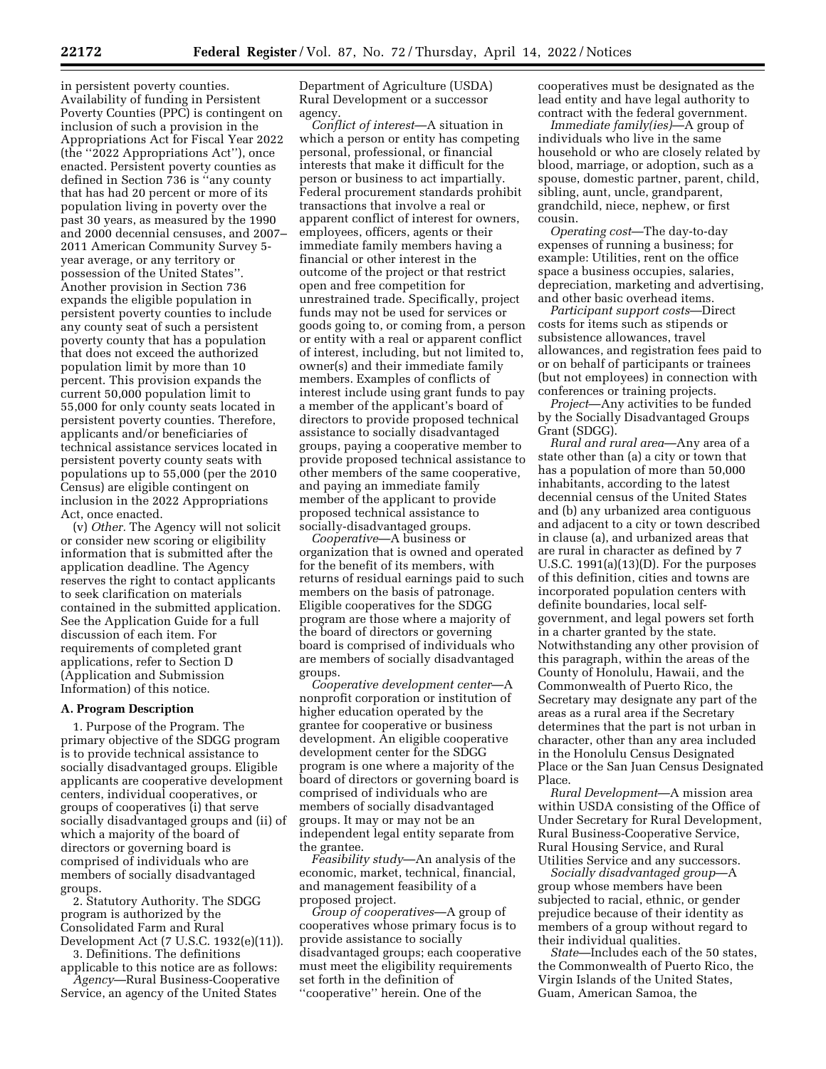in persistent poverty counties. Availability of funding in Persistent Poverty Counties (PPC) is contingent on inclusion of such a provision in the Appropriations Act for Fiscal Year 2022 (the ''2022 Appropriations Act''), once enacted. Persistent poverty counties as defined in Section 736 is ''any county that has had 20 percent or more of its population living in poverty over the past 30 years, as measured by the 1990 and 2000 decennial censuses, and 2007–2011 American Community Survey 5-year average, or any territory or possession of the United States''. Another provision in Section 736 expands the eligible population in persistent poverty counties to include any county seat of such a persistent poverty county that has a population that does not exceed the authorized population limit by more than 10 percent. This provision expands the current 50,000 population limit to 55,000 for only county seats located in persistent poverty counties. Therefore, applicants and/or beneficiaries of technical assistance services located in persistent poverty county seats with populations up to 55,000 (per the 2010 Census) are eligible contingent on inclusion in the 2022 Appropriations Act, once enacted.

(v) *Other.* The Agency will not solicit or consider new scoring or eligibility information that is submitted after the application deadline. The Agency reserves the right to contact applicants to seek clarification on materials contained in the submitted application. See the Application Guide for a full discussion of each item. For requirements of completed grant applications, refer to Section D (Application and Submission Information) of this notice.

## A. Program Description

1. Purpose of the Program. The primary objective of the SDGG program is to provide technical assistance to socially disadvantaged groups. Eligible applicants are cooperative development centers, individual cooperatives, or groups of cooperatives (i) that serve socially disadvantaged groups and (ii) of which a majority of the board of directors or governing board is comprised of individuals who are members of socially disadvantaged groups.

2. Statutory Authority. The SDGG program is authorized by the Consolidated Farm and Rural Development Act (7 U.S.C. 1932(e)(11)).

3. Definitions. The definitions applicable to this notice are as follows:

*Agency*—Rural Business-Cooperative Service, an agency of the United States Department of Agriculture (USDA) Rural Development or a successor agency.

*Conflict of interest*—A situation in which a person or entity has competing personal, professional, or financial interests that make it difficult for the person or business to act impartially. Federal procurement standards prohibit transactions that involve a real or apparent conflict of interest for owners, employees, officers, agents or their immediate family members having a financial or other interest in the outcome of the project or that restrict open and free competition for unrestrained trade. Specifically, project funds may not be used for services or goods going to, or coming from, a person or entity with a real or apparent conflict of interest, including, but not limited to, owner(s) and their immediate family members. Examples of conflicts of interest include using grant funds to pay a member of the applicant's board of directors to provide proposed technical assistance to socially disadvantaged groups, paying a cooperative member to provide proposed technical assistance to other members of the same cooperative, and paying an immediate family member of the applicant to provide proposed technical assistance to socially-disadvantaged groups.

*Cooperative*—A business or organization that is owned and operated for the benefit of its members, with returns of residual earnings paid to such members on the basis of patronage. Eligible cooperatives for the SDGG program are those where a majority of the board of directors or governing board is comprised of individuals who are members of socially disadvantaged groups.

*Cooperative development center*—A nonprofit corporation or institution of higher education operated by the grantee for cooperative or business development. An eligible cooperative development center for the SDGG program is one where a majority of the board of directors or governing board is comprised of individuals who are members of socially disadvantaged groups. It may or may not be an independent legal entity separate from the grantee.

*Feasibility study*—An analysis of the economic, market, technical, financial, and management feasibility of a proposed project.

*Group of cooperatives*—A group of cooperatives whose primary focus is to provide assistance to socially disadvantaged groups; each cooperative must meet the eligibility requirements set forth in the definition of ''cooperative'' herein. One of the cooperatives must be designated as the lead entity and have legal authority to contract with the federal government.

*Immediate family(ies)*—A group of individuals who live in the same household or who are closely related by blood, marriage, or adoption, such as a spouse, domestic partner, parent, child, sibling, aunt, uncle, grandparent, grandchild, niece, nephew, or first cousin.

*Operating cost*—The day-to-day expenses of running a business; for example: Utilities, rent on the office space a business occupies, salaries, depreciation, marketing and advertising, and other basic overhead items.

*Participant support costs*—Direct costs for items such as stipends or subsistence allowances, travel allowances, and registration fees paid to or on behalf of participants or trainees (but not employees) in connection with conferences or training projects.

*Project*—Any activities to be funded by the Socially Disadvantaged Groups Grant (SDGG).

*Rural and rural area*—Any area of a state other than (a) a city or town that has a population of more than 50,000 inhabitants, according to the latest decennial census of the United States and (b) any urbanized area contiguous and adjacent to a city or town described in clause (a), and urbanized areas that are rural in character as defined by 7 U.S.C. 1991(a)(13)(D). For the purposes of this definition, cities and towns are incorporated population centers with definite boundaries, local self-government, and legal powers set forth in a charter granted by the state. Notwithstanding any other provision of this paragraph, within the areas of the County of Honolulu, Hawaii, and the Commonwealth of Puerto Rico, the Secretary may designate any part of the areas as a rural area if the Secretary determines that the part is not urban in character, other than any area included in the Honolulu Census Designated Place or the San Juan Census Designated Place.

*Rural Development*—A mission area within USDA consisting of the Office of Under Secretary for Rural Development, Rural Business-Cooperative Service, Rural Housing Service, and Rural Utilities Service and any successors.

*Socially disadvantaged group*—A group whose members have been subjected to racial, ethnic, or gender prejudice because of their identity as members of a group without regard to their individual qualities.

*State*—Includes each of the 50 states, the Commonwealth of Puerto Rico, the Virgin Islands of the United States, Guam, American Samoa, the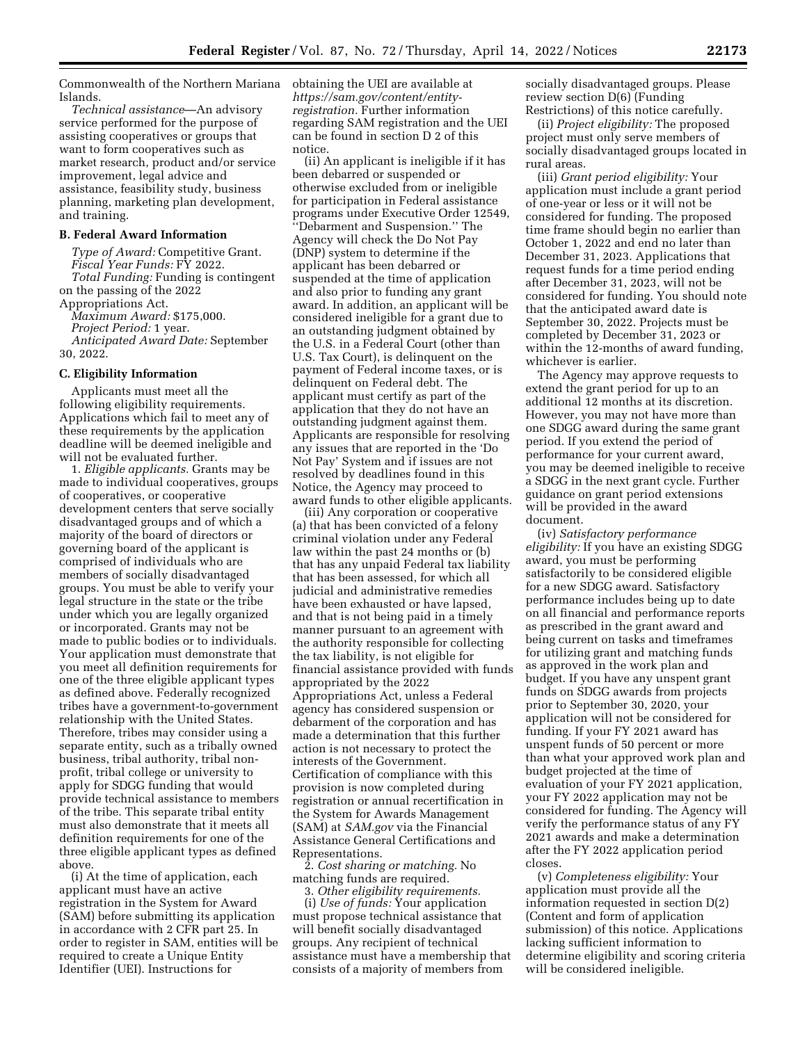Commonwealth of the Northern Mariana Islands.

*Technical assistance*—An advisory service performed for the purpose of assisting cooperatives or groups that want to form cooperatives such as market research, product and/or service improvement, legal advice and assistance, feasibility study, business planning, marketing plan development, and training.

### B. Federal Award Information

*Type of Award:* Competitive Grant.
*Fiscal Year Funds:* FY 2022.
*Total Funding:* Funding is contingent on the passing of the 2022 Appropriations Act.
*Maximum Award:* $175,000.
*Project Period:* 1 year.
*Anticipated Award Date:* September 30, 2022.

### C. Eligibility Information

Applicants must meet all the following eligibility requirements. Applications which fail to meet any of these requirements by the application deadline will be deemed ineligible and will not be evaluated further.

1. *Eligible applicants.* Grants may be made to individual cooperatives, groups of cooperatives, or cooperative development centers that serve socially disadvantaged groups and of which a majority of the board of directors or governing board of the applicant is comprised of individuals who are members of socially disadvantaged groups. You must be able to verify your legal structure in the state or the tribe under which you are legally organized or incorporated. Grants may not be made to public bodies or to individuals. Your application must demonstrate that you meet all definition requirements for one of the three eligible applicant types as defined above. Federally recognized tribes have a government-to-government relationship with the United States. Therefore, tribes may consider using a separate entity, such as a tribally owned business, tribal authority, tribal non-profit, tribal college or university to apply for SDGG funding that would provide technical assistance to members of the tribe. This separate tribal entity must also demonstrate that it meets all definition requirements for one of the three eligible applicant types as defined above.

(i) At the time of application, each applicant must have an active registration in the System for Award (SAM) before submitting its application in accordance with 2 CFR part 25. In order to register in SAM, entities will be required to create a Unique Entity Identifier (UEI). Instructions for obtaining the UEI are available at *https://sam.gov/content/entity-registration.* Further information regarding SAM registration and the UEI can be found in section D 2 of this notice.

(ii) An applicant is ineligible if it has been debarred or suspended or otherwise excluded from or ineligible for participation in Federal assistance programs under Executive Order 12549, "Debarment and Suspension." The Agency will check the Do Not Pay (DNP) system to determine if the applicant has been debarred or suspended at the time of application and also prior to funding any grant award. In addition, an applicant will be considered ineligible for a grant due to an outstanding judgment obtained by the U.S. in a Federal Court (other than U.S. Tax Court), is delinquent on the payment of Federal income taxes, or is delinquent on Federal debt. The applicant must certify as part of the application that they do not have an outstanding judgment against them. Applicants are responsible for resolving any issues that are reported in the 'Do Not Pay' System and if issues are not resolved by deadlines found in this Notice, the Agency may proceed to award funds to other eligible applicants.

(iii) Any corporation or cooperative (a) that has been convicted of a felony criminal violation under any Federal law within the past 24 months or (b) that has any unpaid Federal tax liability that has been assessed, for which all judicial and administrative remedies have been exhausted or have lapsed, and that is not being paid in a timely manner pursuant to an agreement with the authority responsible for collecting the tax liability, is not eligible for financial assistance provided with funds appropriated by the 2022 Appropriations Act, unless a Federal agency has considered suspension or debarment of the corporation and has made a determination that this further action is not necessary to protect the interests of the Government. Certification of compliance with this provision is now completed during registration or annual recertification in the System for Awards Management (SAM) at *SAM.gov* via the Financial Assistance General Certifications and Representations.

2. *Cost sharing or matching.* No matching funds are required.

3. *Other eligibility requirements.*

(i) *Use of funds:* Your application must propose technical assistance that will benefit socially disadvantaged groups. Any recipient of technical assistance must have a membership that consists of a majority of members from socially disadvantaged groups. Please review section D(6) (Funding Restrictions) of this notice carefully.

(ii) *Project eligibility:* The proposed project must only serve members of socially disadvantaged groups located in rural areas.

(iii) *Grant period eligibility:* Your application must include a grant period of one-year or less or it will not be considered for funding. The proposed time frame should begin no earlier than October 1, 2022 and end no later than December 31, 2023. Applications that request funds for a time period ending after December 31, 2023, will not be considered for funding. You should note that the anticipated award date is September 30, 2022. Projects must be completed by December 31, 2023 or within the 12-months of award funding, whichever is earlier.

The Agency may approve requests to extend the grant period for up to an additional 12 months at its discretion. However, you may not have more than one SDGG award during the same grant period. If you extend the period of performance for your current award, you may be deemed ineligible to receive a SDGG in the next grant cycle. Further guidance on grant period extensions will be provided in the award document.

(iv) *Satisfactory performance eligibility:* If you have an existing SDGG award, you must be performing satisfactorily to be considered eligible for a new SDGG award. Satisfactory performance includes being up to date on all financial and performance reports as prescribed in the grant award and being current on tasks and timeframes for utilizing grant and matching funds as approved in the work plan and budget. If you have any unspent grant funds on SDGG awards from projects prior to September 30, 2020, your application will not be considered for funding. If your FY 2021 award has unspent funds of 50 percent or more than what your approved work plan and budget projected at the time of evaluation of your FY 2021 application, your FY 2022 application may not be considered for funding. The Agency will verify the performance status of any FY 2021 awards and make a determination after the FY 2022 application period closes.

(v) *Completeness eligibility:* Your application must provide all the information requested in section D(2) (Content and form of application submission) of this notice. Applications lacking sufficient information to determine eligibility and scoring criteria will be considered ineligible.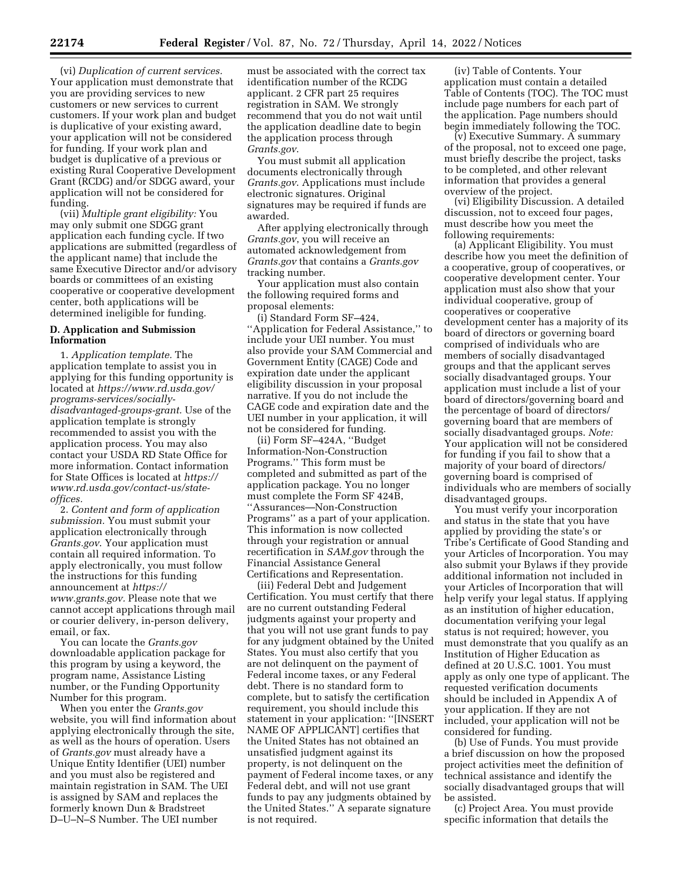(vi) *Duplication of current services.* Your application must demonstrate that you are providing services to new customers or new services to current customers. If your work plan and budget is duplicative of your existing award, your application will not be considered for funding. If your work plan and budget is duplicative of a previous or existing Rural Cooperative Development Grant (RCDG) and/or SDGG award, your application will not be considered for funding.

(vii) *Multiple grant eligibility:* You may only submit one SDGG grant application each funding cycle. If two applications are submitted (regardless of the applicant name) that include the same Executive Director and/or advisory boards or committees of an existing cooperative or cooperative development center, both applications will be determined ineligible for funding.

## D. Application and Submission Information

1. *Application template.* The application template to assist you in applying for this funding opportunity is located at *https://www.rd.usda.gov/programs-services/socially-disadvantaged-groups-grant.* Use of the application template is strongly recommended to assist you with the application process. You may also contact your USDA RD State Office for more information. Contact information for State Offices is located at *https://www.rd.usda.gov/contact-us/state-offices.*

2. *Content and form of application submission.* You must submit your application electronically through *Grants.gov*. Your application must contain all required information. To apply electronically, you must follow the instructions for this funding announcement at *https://www.grants.gov.* Please note that we cannot accept applications through mail or courier delivery, in-person delivery, email, or fax.

You can locate the *Grants.gov* downloadable application package for this program by using a keyword, the program name, Assistance Listing number, or the Funding Opportunity Number for this program.

When you enter the *Grants.gov* website, you will find information about applying electronically through the site, as well as the hours of operation. Users of *Grants.gov* must already have a Unique Entity Identifier (UEI) number and you must also be registered and maintain registration in SAM. The UEI is assigned by SAM and replaces the formerly known Dun & Bradstreet D–U–N–S Number. The UEI number must be associated with the correct tax identification number of the RCDG applicant. 2 CFR part 25 requires registration in SAM. We strongly recommend that you do not wait until the application deadline date to begin the application process through *Grants.gov*.

You must submit all application documents electronically through *Grants.gov*. Applications must include electronic signatures. Original signatures may be required if funds are awarded.

After applying electronically through *Grants.gov*, you will receive an automated acknowledgement from *Grants.gov* that contains a *Grants.gov* tracking number.

Your application must also contain the following required forms and proposal elements:

(i) Standard Form SF–424, ''Application for Federal Assistance,'' to include your UEI number. You must also provide your SAM Commercial and Government Entity (CAGE) Code and expiration date under the applicant eligibility discussion in your proposal narrative. If you do not include the CAGE code and expiration date and the UEI number in your application, it will not be considered for funding.

(ii) Form SF–424A, ''Budget Information-Non-Construction Programs.'' This form must be completed and submitted as part of the application package. You no longer must complete the Form SF 424B, ''Assurances—Non-Construction Programs'' as a part of your application. This information is now collected through your registration or annual recertification in *SAM.gov* through the Financial Assistance General Certifications and Representation.

(iii) Federal Debt and Judgement Certification. You must certify that there are no current outstanding Federal judgments against your property and that you will not use grant funds to pay for any judgment obtained by the United States. You must also certify that you are not delinquent on the payment of Federal income taxes, or any Federal debt. There is no standard form to complete, but to satisfy the certification requirement, you should include this statement in your application: ''[INSERT NAME OF APPLICANT] certifies that the United States has not obtained an unsatisfied judgment against its property, is not delinquent on the payment of Federal income taxes, or any Federal debt, and will not use grant funds to pay any judgments obtained by the United States.'' A separate signature is not required.

(iv) Table of Contents. Your application must contain a detailed Table of Contents (TOC). The TOC must include page numbers for each part of the application. Page numbers should begin immediately following the TOC.

(v) Executive Summary. A summary of the proposal, not to exceed one page, must briefly describe the project, tasks to be completed, and other relevant information that provides a general overview of the project.

(vi) Eligibility Discussion. A detailed discussion, not to exceed four pages, must describe how you meet the following requirements:

(a) Applicant Eligibility. You must describe how you meet the definition of a cooperative, group of cooperatives, or cooperative development center. Your application must also show that your individual cooperative, group of cooperatives or cooperative development center has a majority of its board of directors or governing board comprised of individuals who are members of socially disadvantaged groups and that the applicant serves socially disadvantaged groups. Your application must include a list of your board of directors/governing board and the percentage of board of directors/governing board that are members of socially disadvantaged groups. *Note:* Your application will not be considered for funding if you fail to show that a majority of your board of directors/governing board is comprised of individuals who are members of socially disadvantaged groups.

You must verify your incorporation and status in the state that you have applied by providing the state's or Tribe's Certificate of Good Standing and your Articles of Incorporation. You may also submit your Bylaws if they provide additional information not included in your Articles of Incorporation that will help verify your legal status. If applying as an institution of higher education, documentation verifying your legal status is not required; however, you must demonstrate that you qualify as an Institution of Higher Education as defined at 20 U.S.C. 1001. You must apply as only one type of applicant. The requested verification documents should be included in Appendix A of your application. If they are not included, your application will not be considered for funding.

(b) Use of Funds. You must provide a brief discussion on how the proposed project activities meet the definition of technical assistance and identify the socially disadvantaged groups that will be assisted.

(c) Project Area. You must provide specific information that details the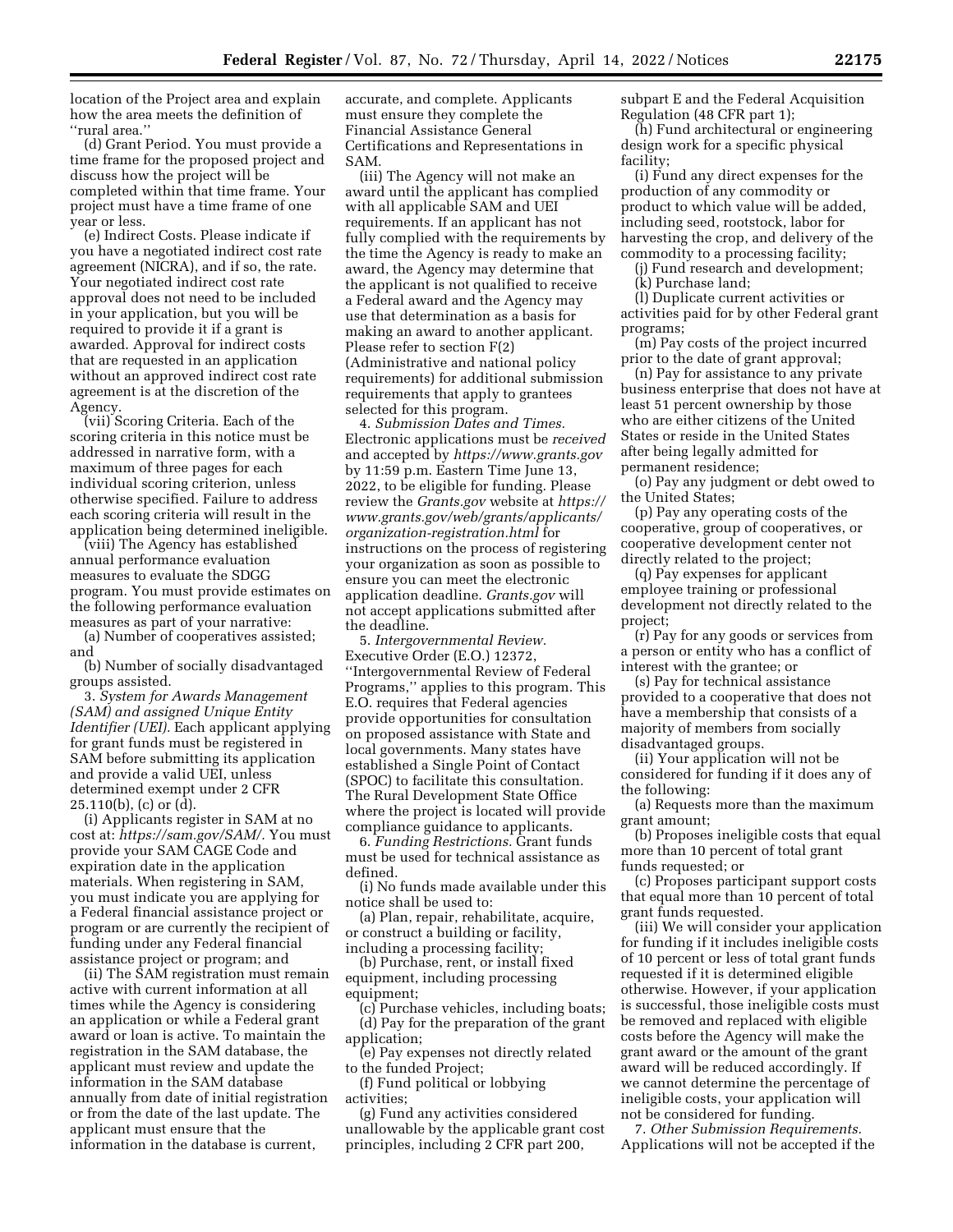location of the Project area and explain how the area meets the definition of ''rural area.''

(d) Grant Period. You must provide a time frame for the proposed project and discuss how the project will be completed within that time frame. Your project must have a time frame of one year or less.

(e) Indirect Costs. Please indicate if you have a negotiated indirect cost rate agreement (NICRA), and if so, the rate. Your negotiated indirect cost rate approval does not need to be included in your application, but you will be required to provide it if a grant is awarded. Approval for indirect costs that are requested in an application without an approved indirect cost rate agreement is at the discretion of the Agency.

(vii) Scoring Criteria. Each of the scoring criteria in this notice must be addressed in narrative form, with a maximum of three pages for each individual scoring criterion, unless otherwise specified. Failure to address each scoring criteria will result in the application being determined ineligible.

(viii) The Agency has established annual performance evaluation measures to evaluate the SDGG program. You must provide estimates on the following performance evaluation measures as part of your narrative:

(a) Number of cooperatives assisted; and

(b) Number of socially disadvantaged groups assisted.

3. *System for Awards Management (SAM) and assigned Unique Entity Identifier (UEI).* Each applicant applying for grant funds must be registered in SAM before submitting its application and provide a valid UEI, unless determined exempt under 2 CFR 25.110(b), (c) or (d).

(i) Applicants register in SAM at no cost at: *https://sam.gov/SAM/.* You must provide your SAM CAGE Code and expiration date in the application materials. When registering in SAM, you must indicate you are applying for a Federal financial assistance project or program or are currently the recipient of funding under any Federal financial assistance project or program; and

(ii) The SAM registration must remain active with current information at all times while the Agency is considering an application or while a Federal grant award or loan is active. To maintain the registration in the SAM database, the applicant must review and update the information in the SAM database annually from date of initial registration or from the date of the last update. The applicant must ensure that the information in the database is current, accurate, and complete. Applicants must ensure they complete the Financial Assistance General Certifications and Representations in SAM.

(iii) The Agency will not make an award until the applicant has complied with all applicable SAM and UEI requirements. If an applicant has not fully complied with the requirements by the time the Agency is ready to make an award, the Agency may determine that the applicant is not qualified to receive a Federal award and the Agency may use that determination as a basis for making an award to another applicant. Please refer to section F(2) (Administrative and national policy requirements) for additional submission requirements that apply to grantees selected for this program.

4. *Submission Dates and Times.* Electronic applications must be *received* and accepted by *https://www.grants.gov* by 11:59 p.m. Eastern Time June 13, 2022, to be eligible for funding. Please review the *Grants.gov* website at *https://www.grants.gov/web/grants/applicants/organization-registration.html* for instructions on the process of registering your organization as soon as possible to ensure you can meet the electronic application deadline. *Grants.gov* will not accept applications submitted after the deadline.

5. *Intergovernmental Review.* Executive Order (E.O.) 12372, ''Intergovernmental Review of Federal Programs,'' applies to this program. This E.O. requires that Federal agencies provide opportunities for consultation on proposed assistance with State and local governments. Many states have established a Single Point of Contact (SPOC) to facilitate this consultation. The Rural Development State Office where the project is located will provide compliance guidance to applicants.

6. *Funding Restrictions.* Grant funds must be used for technical assistance as defined.

(i) No funds made available under this notice shall be used to:

(a) Plan, repair, rehabilitate, acquire, or construct a building or facility, including a processing facility;

(b) Purchase, rent, or install fixed equipment, including processing equipment;

(c) Purchase vehicles, including boats;

(d) Pay for the preparation of the grant application;

(e) Pay expenses not directly related to the funded Project;

(f) Fund political or lobbying activities;

(g) Fund any activities considered unallowable by the applicable grant cost principles, including 2 CFR part 200, subpart E and the Federal Acquisition Regulation (48 CFR part 1);

(h) Fund architectural or engineering design work for a specific physical facility;

(i) Fund any direct expenses for the production of any commodity or product to which value will be added, including seed, rootstock, labor for harvesting the crop, and delivery of the commodity to a processing facility;

(j) Fund research and development;

(k) Purchase land;

(l) Duplicate current activities or activities paid for by other Federal grant programs;

(m) Pay costs of the project incurred prior to the date of grant approval;

(n) Pay for assistance to any private business enterprise that does not have at least 51 percent ownership by those who are either citizens of the United States or reside in the United States after being legally admitted for permanent residence;

(o) Pay any judgment or debt owed to the United States;

(p) Pay any operating costs of the cooperative, group of cooperatives, or cooperative development center not directly related to the project;

(q) Pay expenses for applicant employee training or professional development not directly related to the project;

(r) Pay for any goods or services from a person or entity who has a conflict of interest with the grantee; or

(s) Pay for technical assistance provided to a cooperative that does not have a membership that consists of a majority of members from socially disadvantaged groups.

(ii) Your application will not be considered for funding if it does any of the following:

(a) Requests more than the maximum grant amount;

(b) Proposes ineligible costs that equal more than 10 percent of total grant funds requested; or

(c) Proposes participant support costs that equal more than 10 percent of total grant funds requested.

(iii) We will consider your application for funding if it includes ineligible costs of 10 percent or less of total grant funds requested if it is determined eligible otherwise. However, if your application is successful, those ineligible costs must be removed and replaced with eligible costs before the Agency will make the grant award or the amount of the grant award will be reduced accordingly. If we cannot determine the percentage of ineligible costs, your application will not be considered for funding.

7. *Other Submission Requirements.* Applications will not be accepted if the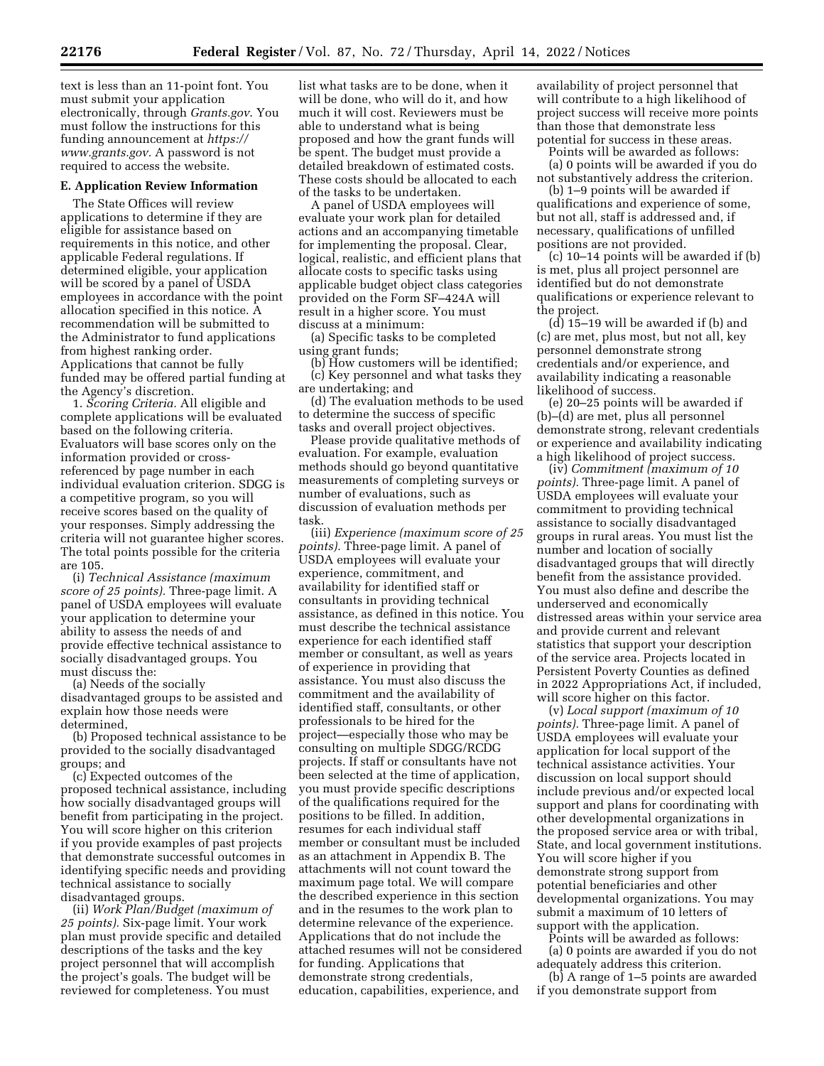text is less than an 11-point font. You must submit your application electronically, through *Grants.gov.* You must follow the instructions for this funding announcement at *https://www.grants.gov.* A password is not required to access the website.

**E. Application Review Information**

The State Offices will review applications to determine if they are eligible for assistance based on requirements in this notice, and other applicable Federal regulations. If determined eligible, your application will be scored by a panel of USDA employees in accordance with the point allocation specified in this notice. A recommendation will be submitted to the Administrator to fund applications from highest ranking order. Applications that cannot be fully funded may be offered partial funding at the Agency's discretion.

1. *Scoring Criteria.* All eligible and complete applications will be evaluated based on the following criteria. Evaluators will base scores only on the information provided or cross-referenced by page number in each individual evaluation criterion. SDGG is a competitive program, so you will receive scores based on the quality of your responses. Simply addressing the criteria will not guarantee higher scores. The total points possible for the criteria are 105.

(i) *Technical Assistance (maximum score of 25 points).* Three-page limit. A panel of USDA employees will evaluate your application to determine your ability to assess the needs of and provide effective technical assistance to socially disadvantaged groups. You must discuss the:

(a) Needs of the socially disadvantaged groups to be assisted and explain how those needs were determined,

(b) Proposed technical assistance to be provided to the socially disadvantaged groups; and

(c) Expected outcomes of the proposed technical assistance, including how socially disadvantaged groups will benefit from participating in the project. You will score higher on this criterion if you provide examples of past projects that demonstrate successful outcomes in identifying specific needs and providing technical assistance to socially disadvantaged groups.

(ii) *Work Plan/Budget (maximum of 25 points).* Six-page limit. Your work plan must provide specific and detailed descriptions of the tasks and the key project personnel that will accomplish the project's goals. The budget will be reviewed for completeness. You must list what tasks are to be done, when it will be done, who will do it, and how much it will cost. Reviewers must be able to understand what is being proposed and how the grant funds will be spent. The budget must provide a detailed breakdown of estimated costs. These costs should be allocated to each of the tasks to be undertaken.

A panel of USDA employees will evaluate your work plan for detailed actions and an accompanying timetable for implementing the proposal. Clear, logical, realistic, and efficient plans that allocate costs to specific tasks using applicable budget object class categories provided on the Form SF–424A will result in a higher score. You must discuss at a minimum:

(a) Specific tasks to be completed using grant funds;

(b) How customers will be identified;

(c) Key personnel and what tasks they are undertaking; and

(d) The evaluation methods to be used to determine the success of specific tasks and overall project objectives.

Please provide qualitative methods of evaluation. For example, evaluation methods should go beyond quantitative measurements of completing surveys or number of evaluations, such as discussion of evaluation methods per task.

(iii) *Experience (maximum score of 25 points).* Three-page limit. A panel of USDA employees will evaluate your experience, commitment, and availability for identified staff or consultants in providing technical assistance, as defined in this notice. You must describe the technical assistance experience for each identified staff member or consultant, as well as years of experience in providing that assistance. You must also discuss the commitment and the availability of identified staff, consultants, or other professionals to be hired for the project—especially those who may be consulting on multiple SDGG/RCDG projects. If staff or consultants have not been selected at the time of application, you must provide specific descriptions of the qualifications required for the positions to be filled. In addition, resumes for each individual staff member or consultant must be included as an attachment in Appendix B. The attachments will not count toward the maximum page total. We will compare the described experience in this section and in the resumes to the work plan to determine relevance of the experience. Applications that do not include the attached resumes will not be considered for funding. Applications that demonstrate strong credentials, education, capabilities, experience, and availability of project personnel that will contribute to a high likelihood of project success will receive more points than those that demonstrate less potential for success in these areas.

Points will be awarded as follows:

(a) 0 points will be awarded if you do not substantively address the criterion.

(b) 1–9 points will be awarded if qualifications and experience of some, but not all, staff is addressed and, if necessary, qualifications of unfilled positions are not provided.

(c) 10–14 points will be awarded if (b) is met, plus all project personnel are identified but do not demonstrate qualifications or experience relevant to the project.

(d) 15–19 will be awarded if (b) and (c) are met, plus most, but not all, key personnel demonstrate strong credentials and/or experience, and availability indicating a reasonable likelihood of success.

(e) 20–25 points will be awarded if (b)–(d) are met, plus all personnel demonstrate strong, relevant credentials or experience and availability indicating a high likelihood of project success.

(iv) *Commitment (maximum of 10 points).* Three-page limit. A panel of USDA employees will evaluate your commitment to providing technical assistance to socially disadvantaged groups in rural areas. You must list the number and location of socially disadvantaged groups that will directly benefit from the assistance provided. You must also define and describe the underserved and economically distressed areas within your service area and provide current and relevant statistics that support your description of the service area. Projects located in Persistent Poverty Counties as defined in 2022 Appropriations Act, if included, will score higher on this factor.

(v) *Local support (maximum of 10 points).* Three-page limit. A panel of USDA employees will evaluate your application for local support of the technical assistance activities. Your discussion on local support should include previous and/or expected local support and plans for coordinating with other developmental organizations in the proposed service area or with tribal, State, and local government institutions. You will score higher if you demonstrate strong support from potential beneficiaries and other developmental organizations. You may submit a maximum of 10 letters of support with the application.

Points will be awarded as follows:

(a) 0 points are awarded if you do not adequately address this criterion.

(b) A range of 1–5 points are awarded if you demonstrate support from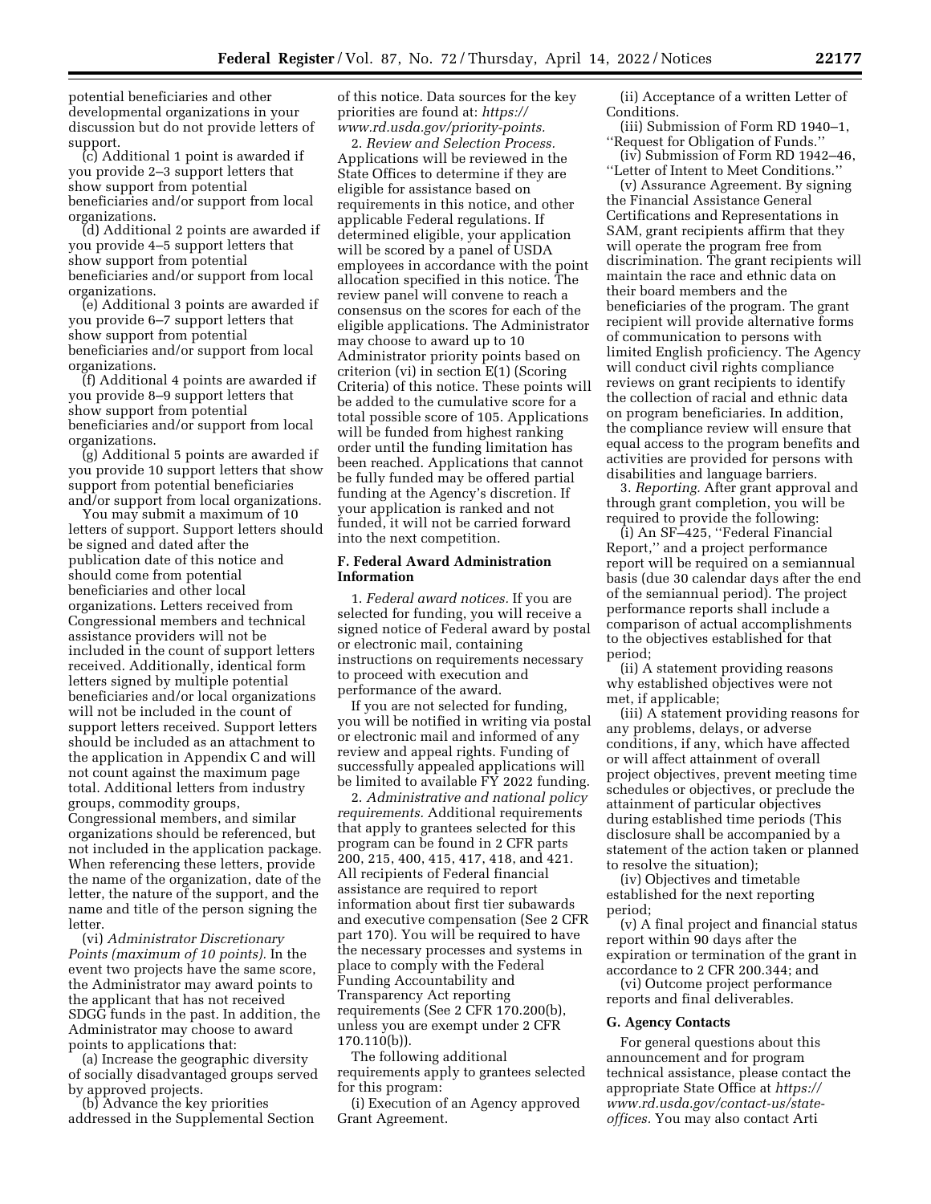potential beneficiaries and other developmental organizations in your discussion but do not provide letters of support.

(c) Additional 1 point is awarded if you provide 2–3 support letters that show support from potential beneficiaries and/or support from local organizations.

(d) Additional 2 points are awarded if you provide 4–5 support letters that show support from potential beneficiaries and/or support from local organizations.

(e) Additional 3 points are awarded if you provide 6–7 support letters that show support from potential beneficiaries and/or support from local organizations.

(f) Additional 4 points are awarded if you provide 8–9 support letters that show support from potential beneficiaries and/or support from local organizations.

(g) Additional 5 points are awarded if you provide 10 support letters that show support from potential beneficiaries and/or support from local organizations.

You may submit a maximum of 10 letters of support. Support letters should be signed and dated after the publication date of this notice and should come from potential beneficiaries and other local organizations. Letters received from Congressional members and technical assistance providers will not be included in the count of support letters received. Additionally, identical form letters signed by multiple potential beneficiaries and/or local organizations will not be included in the count of support letters received. Support letters should be included as an attachment to the application in Appendix C and will not count against the maximum page total. Additional letters from industry groups, commodity groups, Congressional members, and similar organizations should be referenced, but not included in the application package. When referencing these letters, provide the name of the organization, date of the letter, the nature of the support, and the name and title of the person signing the letter.

(vi) *Administrator Discretionary Points (maximum of 10 points).* In the event two projects have the same score, the Administrator may award points to the applicant that has not received SDGG funds in the past. In addition, the Administrator may choose to award points to applications that:

(a) Increase the geographic diversity of socially disadvantaged groups served by approved projects.

(b) Advance the key priorities addressed in the Supplemental Section of this notice. Data sources for the key priorities are found at: *https://www.rd.usda.gov/priority-points.*

2. *Review and Selection Process.* Applications will be reviewed in the State Offices to determine if they are eligible for assistance based on requirements in this notice, and other applicable Federal regulations. If determined eligible, your application will be scored by a panel of USDA employees in accordance with the point allocation specified in this notice. The review panel will convene to reach a consensus on the scores for each of the eligible applications. The Administrator may choose to award up to 10 Administrator priority points based on criterion (vi) in section E(1) (Scoring Criteria) of this notice. These points will be added to the cumulative score for a total possible score of 105. Applications will be funded from highest ranking order until the funding limitation has been reached. Applications that cannot be fully funded may be offered partial funding at the Agency's discretion. If your application is ranked and not funded, it will not be carried forward into the next competition.

## F. Federal Award Administration Information

1. *Federal award notices.* If you are selected for funding, you will receive a signed notice of Federal award by postal or electronic mail, containing instructions on requirements necessary to proceed with execution and performance of the award.

If you are not selected for funding, you will be notified in writing via postal or electronic mail and informed of any review and appeal rights. Funding of successfully appealed applications will be limited to available FY 2022 funding.

2. *Administrative and national policy requirements.* Additional requirements that apply to grantees selected for this program can be found in 2 CFR parts 200, 215, 400, 415, 417, 418, and 421. All recipients of Federal financial assistance are required to report information about first tier subawards and executive compensation (See 2 CFR part 170). You will be required to have the necessary processes and systems in place to comply with the Federal Funding Accountability and Transparency Act reporting requirements (See 2 CFR 170.200(b), unless you are exempt under 2 CFR 170.110(b)).

The following additional requirements apply to grantees selected for this program:

(i) Execution of an Agency approved Grant Agreement.

(ii) Acceptance of a written Letter of Conditions.

(iii) Submission of Form RD 1940–1, ''Request for Obligation of Funds.''

(iv) Submission of Form RD 1942–46, ''Letter of Intent to Meet Conditions.''

(v) Assurance Agreement. By signing the Financial Assistance General Certifications and Representations in SAM, grant recipients affirm that they will operate the program free from discrimination. The grant recipients will maintain the race and ethnic data on their board members and the beneficiaries of the program. The grant recipient will provide alternative forms of communication to persons with limited English proficiency. The Agency will conduct civil rights compliance reviews on grant recipients to identify the collection of racial and ethnic data on program beneficiaries. In addition, the compliance review will ensure that equal access to the program benefits and activities are provided for persons with disabilities and language barriers.

3. *Reporting.* After grant approval and through grant completion, you will be required to provide the following:

(i) An SF–425, ''Federal Financial Report,'' and a project performance report will be required on a semiannual basis (due 30 calendar days after the end of the semiannual period). The project performance reports shall include a comparison of actual accomplishments to the objectives established for that period;

(ii) A statement providing reasons why established objectives were not met, if applicable;

(iii) A statement providing reasons for any problems, delays, or adverse conditions, if any, which have affected or will affect attainment of overall project objectives, prevent meeting time schedules or objectives, or preclude the attainment of particular objectives during established time periods (This disclosure shall be accompanied by a statement of the action taken or planned to resolve the situation);

(iv) Objectives and timetable established for the next reporting period;

(v) A final project and financial status report within 90 days after the expiration or termination of the grant in accordance to 2 CFR 200.344; and

(vi) Outcome project performance reports and final deliverables.

## G. Agency Contacts

For general questions about this announcement and for program technical assistance, please contact the appropriate State Office at *https://www.rd.usda.gov/contact-us/state-offices.* You may also contact Arti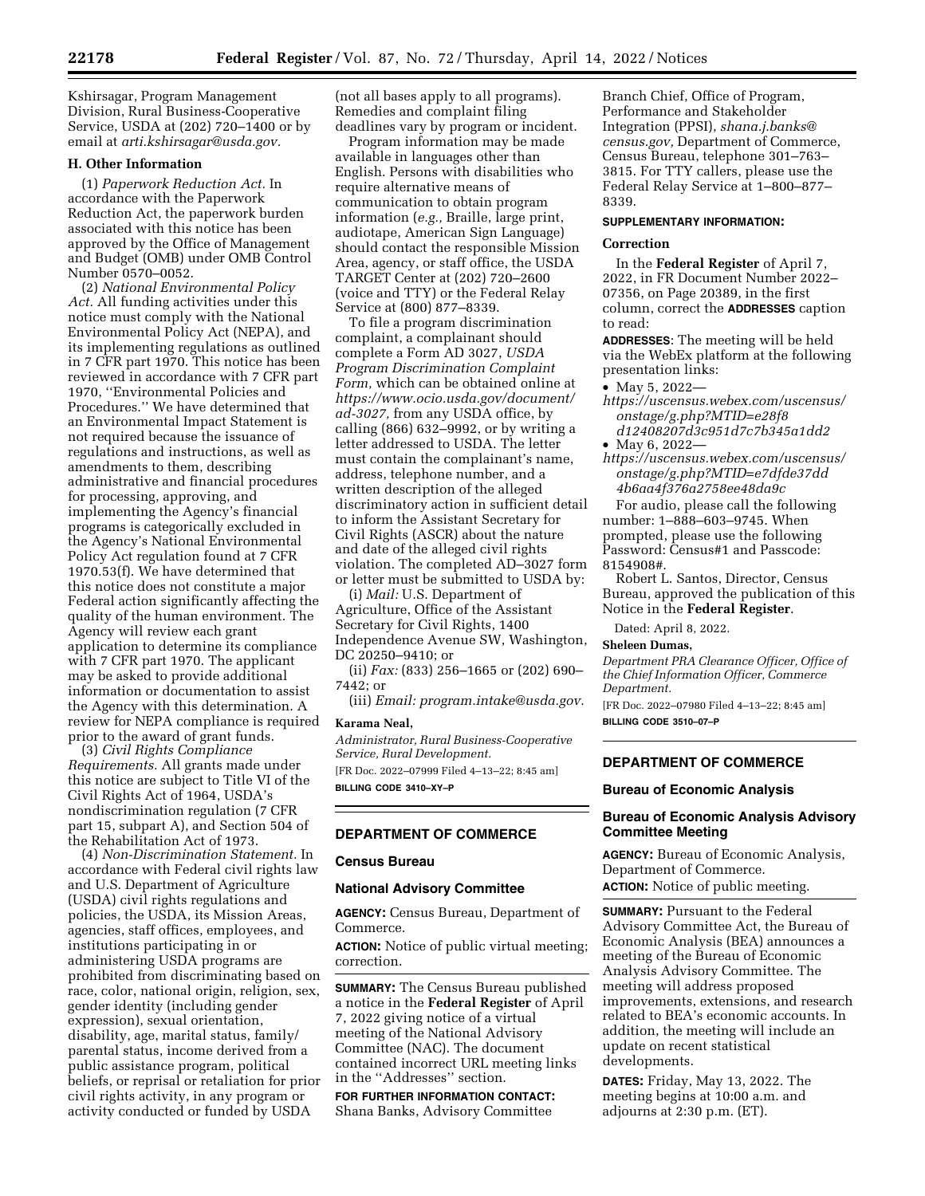Kshirsagar, Program Management Division, Rural Business-Cooperative Service, USDA at (202) 720–1400 or by email at *arti.kshirsagar@usda.gov.*

### H. Other Information

(1) *Paperwork Reduction Act.* In accordance with the Paperwork Reduction Act, the paperwork burden associated with this notice has been approved by the Office of Management and Budget (OMB) under OMB Control Number 0570–0052.

(2) *National Environmental Policy Act.* All funding activities under this notice must comply with the National Environmental Policy Act (NEPA), and its implementing regulations as outlined in 7 CFR part 1970. This notice has been reviewed in accordance with 7 CFR part 1970, ''Environmental Policies and Procedures.'' We have determined that an Environmental Impact Statement is not required because the issuance of regulations and instructions, as well as amendments to them, describing administrative and financial procedures for processing, approving, and implementing the Agency's financial programs is categorically excluded in the Agency's National Environmental Policy Act regulation found at 7 CFR 1970.53(f). We have determined that this notice does not constitute a major Federal action significantly affecting the quality of the human environment. The Agency will review each grant application to determine its compliance with 7 CFR part 1970. The applicant may be asked to provide additional information or documentation to assist the Agency with this determination. A review for NEPA compliance is required prior to the award of grant funds.

(3) *Civil Rights Compliance Requirements.* All grants made under this notice are subject to Title VI of the Civil Rights Act of 1964, USDA's nondiscrimination regulation (7 CFR part 15, subpart A), and Section 504 of the Rehabilitation Act of 1973.

(4) *Non-Discrimination Statement.* In accordance with Federal civil rights law and U.S. Department of Agriculture (USDA) civil rights regulations and policies, the USDA, its Mission Areas, agencies, staff offices, employees, and institutions participating in or administering USDA programs are prohibited from discriminating based on race, color, national origin, religion, sex, gender identity (including gender expression), sexual orientation, disability, age, marital status, family/parental status, income derived from a public assistance program, political beliefs, or reprisal or retaliation for prior civil rights activity, in any program or activity conducted or funded by USDA (not all bases apply to all programs). Remedies and complaint filing deadlines vary by program or incident.

Program information may be made available in languages other than English. Persons with disabilities who require alternative means of communication to obtain program information (*e.g.,* Braille, large print, audiotape, American Sign Language) should contact the responsible Mission Area, agency, or staff office, the USDA TARGET Center at (202) 720–2600 (voice and TTY) or the Federal Relay Service at (800) 877–8339.

To file a program discrimination complaint, a complainant should complete a Form AD 3027, *USDA Program Discrimination Complaint Form,* which can be obtained online at *https://www.ocio.usda.gov/document/ad-3027,* from any USDA office, by calling (866) 632–9992, or by writing a letter addressed to USDA. The letter must contain the complainant's name, address, telephone number, and a written description of the alleged discriminatory action in sufficient detail to inform the Assistant Secretary for Civil Rights (ASCR) about the nature and date of the alleged civil rights violation. The completed AD–3027 form or letter must be submitted to USDA by:

(i) *Mail:* U.S. Department of Agriculture, Office of the Assistant Secretary for Civil Rights, 1400 Independence Avenue SW, Washington, DC 20250–9410; or

(ii) *Fax:* (833) 256–1665 or (202) 690–7442; or

(iii) *Email: program.intake@usda.gov.*

**Karama Neal,**

*Administrator, Rural Business-Cooperative Service, Rural Development.*

[FR Doc. 2022–07999 Filed 4–13–22; 8:45 am]

**BILLING CODE 3410–XY–P**

## DEPARTMENT OF COMMERCE

### Census Bureau

### National Advisory Committee

**AGENCY:** Census Bureau, Department of Commerce.

**ACTION:** Notice of public virtual meeting; correction.

**SUMMARY:** The Census Bureau published a notice in the **Federal Register** of April 7, 2022 giving notice of a virtual meeting of the National Advisory Committee (NAC). The document contained incorrect URL meeting links in the ''Addresses'' section.

**FOR FURTHER INFORMATION CONTACT:** Shana Banks, Advisory Committee Branch Chief, Office of Program, Performance and Stakeholder Integration (PPSI), *shana.j.banks@census.gov,* Department of Commerce, Census Bureau, telephone 301–763–3815. For TTY callers, please use the Federal Relay Service at 1–800–877–8339.

**SUPPLEMENTARY INFORMATION:**

**Correction**

In the **Federal Register** of April 7, 2022, in FR Document Number 2022–07356, on Page 20389, in the first column, correct the **ADDRESSES** caption to read:

**ADDRESSES**: The meeting will be held via the WebEx platform at the following presentation links:

- May 5, 2022—*https://uscensus.webex.com/uscensus/onstage/g.php?MTID=e28f8d12408207d3c951d7c7b345a1dd2*
- May 6, 2022—*https://uscensus.webex.com/uscensus/onstage/g.php?MTID=e7dfde37dd4b6aa4f376a2758ee48da9c*

For audio, please call the following number: 1–888–603–9745. When prompted, please use the following Password: Census#1 and Passcode: 8154908#.

Robert L. Santos, Director, Census Bureau, approved the publication of this Notice in the **Federal Register**.

Dated: April 8, 2022.

**Sheleen Dumas,**

*Department PRA Clearance Officer, Office of the Chief Information Officer, Commerce Department.*

[FR Doc. 2022–07980 Filed 4–13–22; 8:45 am]

**BILLING CODE 3510–07–P**

## DEPARTMENT OF COMMERCE

### Bureau of Economic Analysis

### Bureau of Economic Analysis Advisory Committee Meeting

**AGENCY:** Bureau of Economic Analysis, Department of Commerce.

**ACTION:** Notice of public meeting.

**SUMMARY:** Pursuant to the Federal Advisory Committee Act, the Bureau of Economic Analysis (BEA) announces a meeting of the Bureau of Economic Analysis Advisory Committee. The meeting will address proposed improvements, extensions, and research related to BEA's economic accounts. In addition, the meeting will include an update on recent statistical developments.

**DATES:** Friday, May 13, 2022. The meeting begins at 10:00 a.m. and adjourns at 2:30 p.m. (ET).